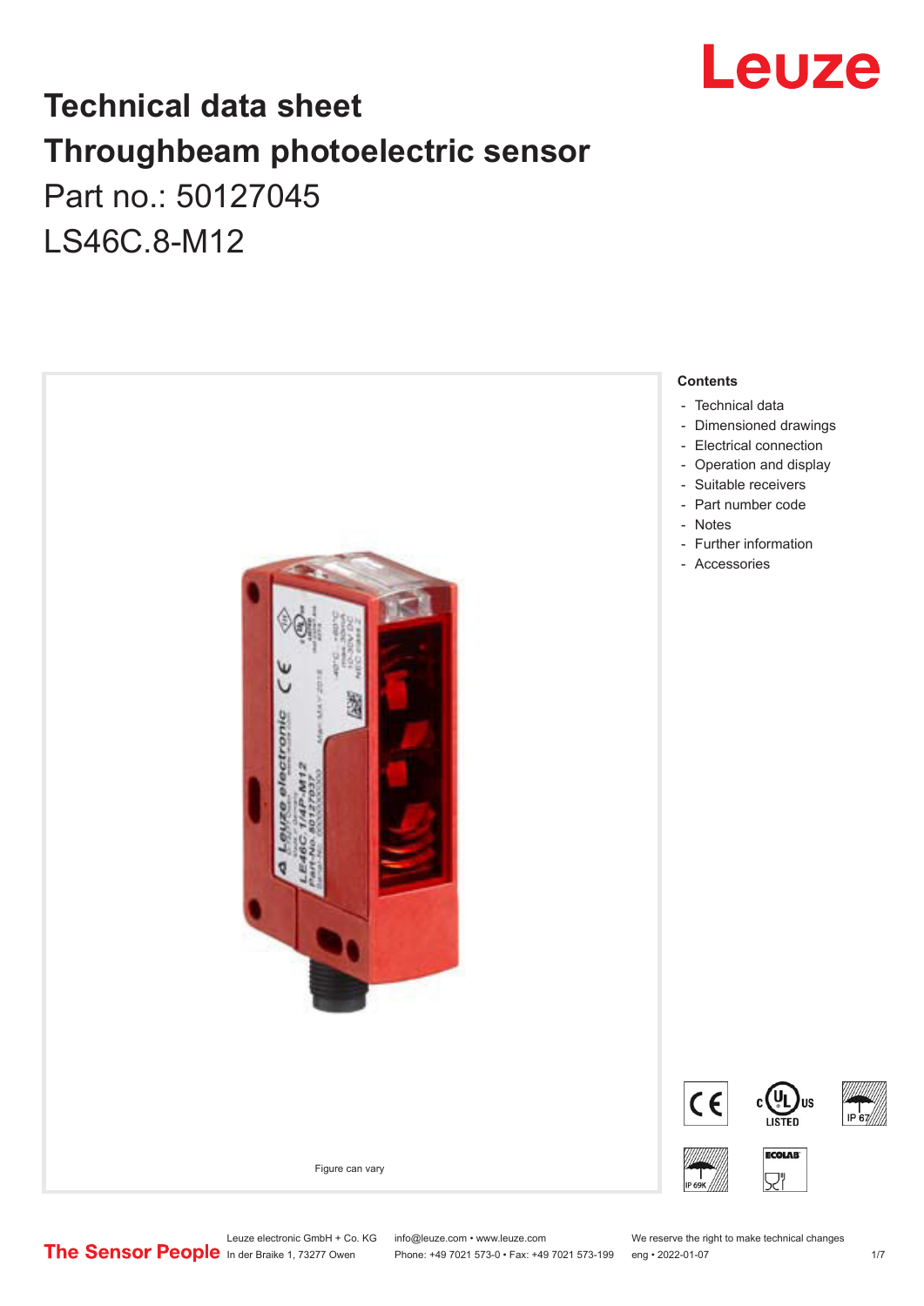# Technical data sheet
# Throughbeam photoelectric sensor

## Part no.: 50127045

## LS46C.8-M12

Figure can vary

**Contents**

- Technical data
- Dimensioned drawings
- Electrical connection
- Operation and display
- Suitable receivers
- Part number code
- Notes
- Further information
- Accessories

Leuze electronic GmbH + Co. KG
In der Braike 1, 73277 Owen

info@leuze.com • www.leuze.com
Phone: +49 7021 573-0 • Fax: +49 7021 573-199

We reserve the right to make technical changes
eng • 2022-01-07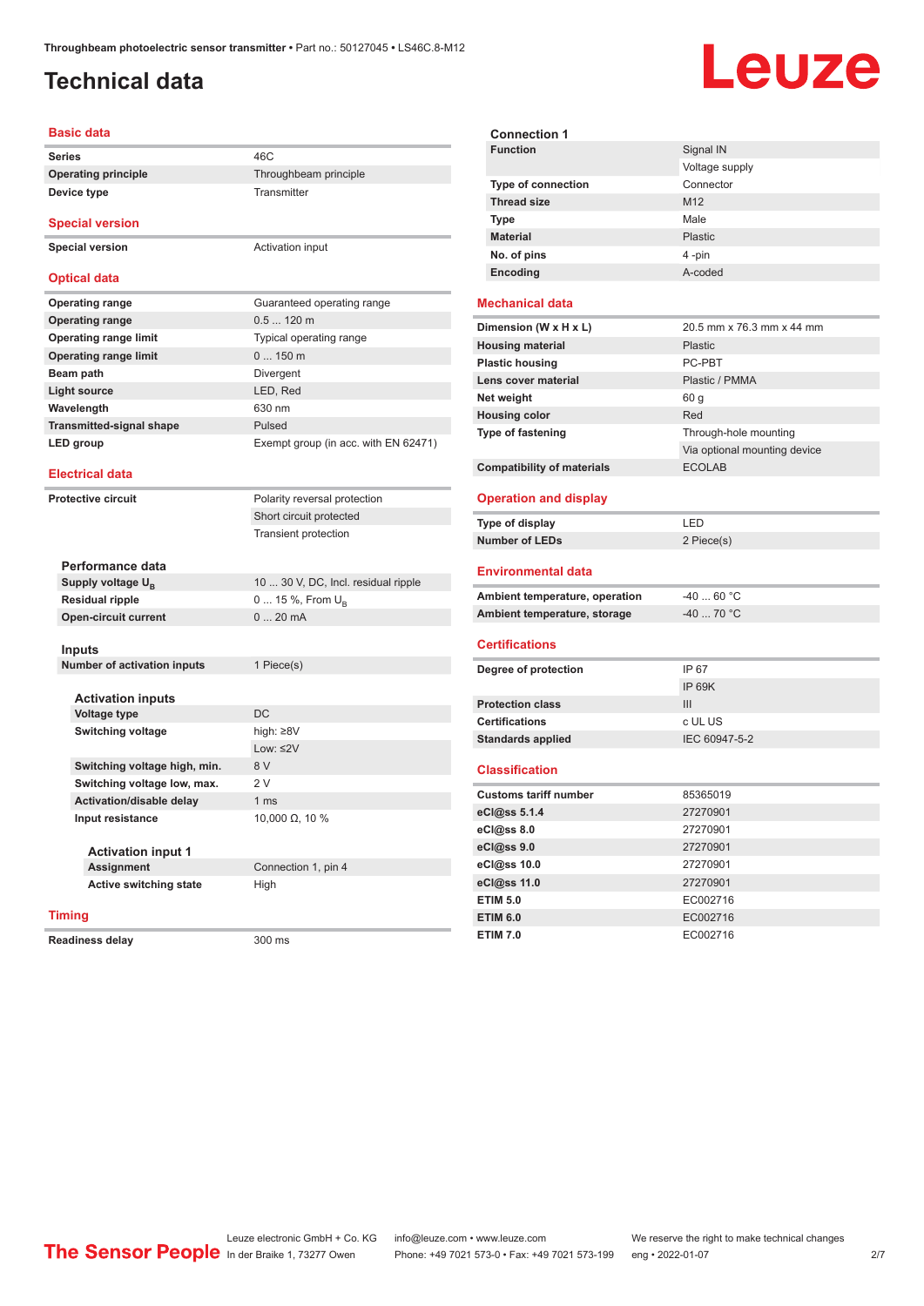# Technical data

## Basic data

| | |
|---|---|
| **Series** | 46C |
| **Operating principle** | Throughbeam principle |
| **Device type** | Transmitter |

## Special version

| | |
|---|---|
| **Special version** | Activation input |

## Optical data

| | |
|---|---|
| **Operating range** | Guaranteed operating range |
| **Operating range** | 0.5 ... 120 m |
| **Operating range limit** | Typical operating range |
| **Operating range limit** | 0 ... 150 m |
| **Beam path** | Divergent |
| **Light source** | LED, Red |
| **Wavelength** | 630 nm |
| **Transmitted-signal shape** | Pulsed |
| **LED group** | Exempt group (in acc. with EN 62471) |

## Electrical data

| | |
|---|---|
| **Protective circuit** | Polarity reversal protection |
| | Short circuit protected |
| | Transient protection |

### Performance data

| | |
|---|---|
| **Supply voltage $U_B$** | 10 ... 30 V, DC, Incl. residual ripple |
| **Residual ripple** | 0 ... 15 %, From $U_B$ |
| **Open-circuit current** | 0 ... 20 mA |

### Inputs

| | |
|---|---|
| **Number of activation inputs** | 1 Piece(s) |

#### Activation inputs

| | |
|---|---|
| **Voltage type** | DC |
| **Switching voltage** | high: ≥8V |
| | Low: ≤2V |
| **Switching voltage high, min.** | 8 V |
| **Switching voltage low, max.** | 2 V |
| **Activation/disable delay** | 1 ms |
| **Input resistance** | 10,000 Ω, 10 % |

##### Activation input 1

| | |
|---|---|
| **Assignment** | Connection 1, pin 4 |
| **Active switching state** | High |

## Timing

| | |
|---|---|
| **Readiness delay** | 300 ms |

### Connection 1

| | |
|---|---|
| **Function** | Signal IN |
| | Voltage supply |
| **Type of connection** | Connector |
| **Thread size** | M12 |
| **Type** | Male |
| **Material** | Plastic |
| **No. of pins** | 4 -pin |
| **Encoding** | A-coded |

## Mechanical data

| | |
|---|---|
| **Dimension (W x H x L)** | 20.5 mm x 76.3 mm x 44 mm |
| **Housing material** | Plastic |
| **Plastic housing** | PC-PBT |
| **Lens cover material** | Plastic / PMMA |
| **Net weight** | 60 g |
| **Housing color** | Red |
| **Type of fastening** | Through-hole mounting |
| | Via optional mounting device |
| **Compatibility of materials** | ECOLAB |

## Operation and display

| | |
|---|---|
| **Type of display** | LED |
| **Number of LEDs** | 2 Piece(s) |

## Environmental data

| | |
|---|---|
| **Ambient temperature, operation** | -40 ... 60 °C |
| **Ambient temperature, storage** | -40 ... 70 °C |

## Certifications

| | |
|---|---|
| **Degree of protection** | IP 67 |
| | IP 69K |
| **Protection class** | III |
| **Certifications** | c UL US |
| **Standards applied** | IEC 60947-5-2 |

## Classification

| | |
|---|---|
| **Customs tariff number** | 85365019 |
| **eCl@ss 5.1.4** | 27270901 |
| **eCl@ss 8.0** | 27270901 |
| **eCl@ss 9.0** | 27270901 |
| **eCl@ss 10.0** | 27270901 |
| **eCl@ss 11.0** | 27270901 |
| **ETIM 5.0** | EC002716 |
| **ETIM 6.0** | EC002716 |
| **ETIM 7.0** | EC002716 |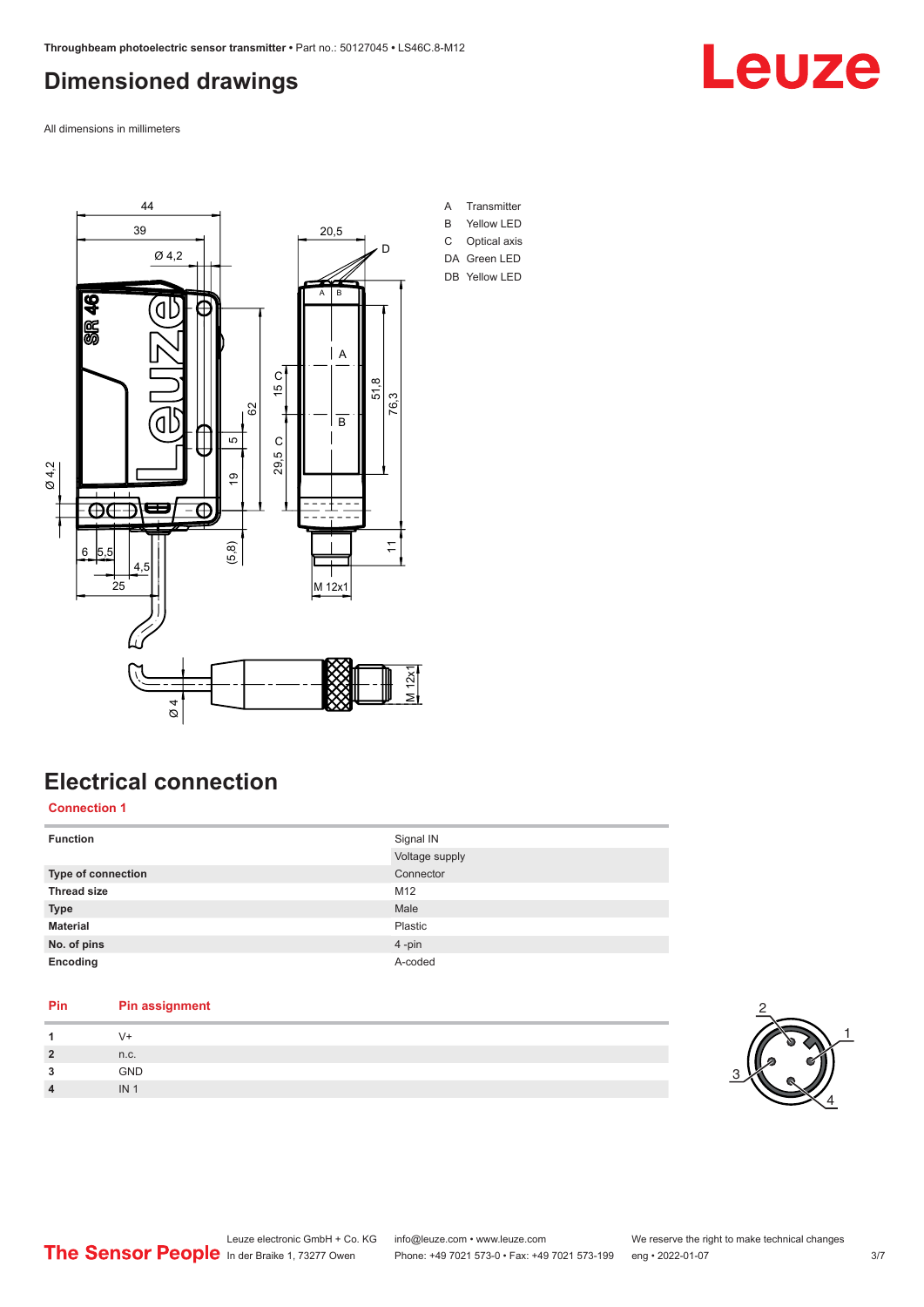# Dimensioned drawings

All dimensions in millimeters

A Transmitter
B Yellow LED
C Optical axis
DA Green LED
DB Yellow LED

# Electrical connection

## Connection 1

| Function | Signal IN |
|---|---|
| | Voltage supply |
| Type of connection | Connector |
| Thread size | M12 |
| Type | Male |
| Material | Plastic |
| No. of pins | 4 -pin |
| Encoding | A-coded |

| Pin | Pin assignment |
|---|---|
| 1 | V+ |
| 2 | n.c. |
| 3 | GND |
| 4 | IN 1 |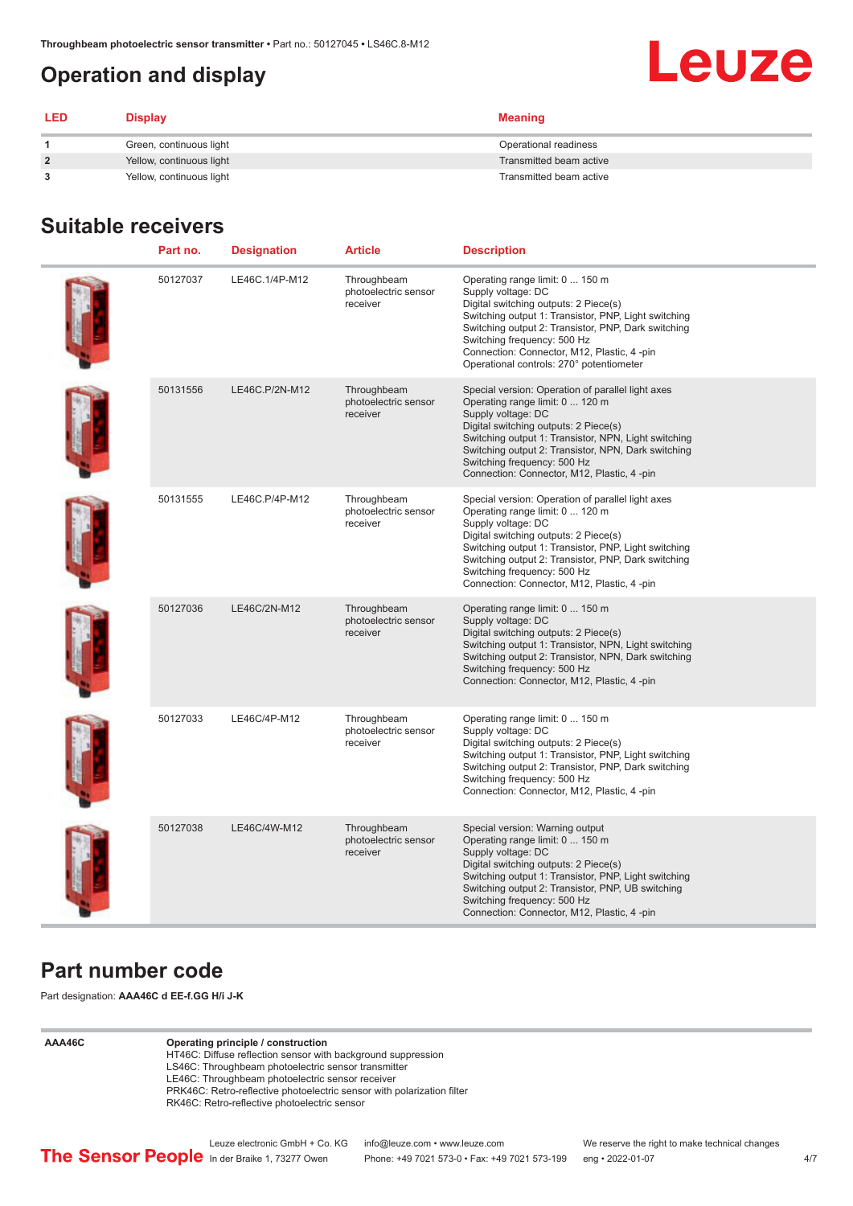## Operation and display

| LED | Display | Meaning |
|---|---|---|
| 1 | Green, continuous light | Operational readiness |
| 2 | Yellow, continuous light | Transmitted beam active |
| 3 | Yellow, continuous light | Transmitted beam active |

## Suitable receivers

| Part no. | Designation | Article | Description |
|---|---|---|---|
| 50127037 | LE46C.1/4P-M12 | Throughbeam photoelectric sensor receiver | Operating range limit: 0 ... 150 m<br>Supply voltage: DC<br>Digital switching outputs: 2 Piece(s)<br>Switching output 1: Transistor, PNP, Light switching<br>Switching output 2: Transistor, PNP, Dark switching<br>Switching frequency: 500 Hz<br>Connection: Connector, M12, Plastic, 4 -pin<br>Operational controls: 270° potentiometer |
| 50131556 | LE46C.P/2N-M12 | Throughbeam photoelectric sensor receiver | Special version: Operation of parallel light axes<br>Operating range limit: 0 ... 120 m<br>Supply voltage: DC<br>Digital switching outputs: 2 Piece(s)<br>Switching output 1: Transistor, NPN, Light switching<br>Switching output 2: Transistor, NPN, Dark switching<br>Switching frequency: 500 Hz<br>Connection: Connector, M12, Plastic, 4 -pin |
| 50131555 | LE46C.P/4P-M12 | Throughbeam photoelectric sensor receiver | Special version: Operation of parallel light axes<br>Operating range limit: 0 ... 120 m<br>Supply voltage: DC<br>Digital switching outputs: 2 Piece(s)<br>Switching output 1: Transistor, PNP, Light switching<br>Switching output 2: Transistor, PNP, Dark switching<br>Switching frequency: 500 Hz<br>Connection: Connector, M12, Plastic, 4 -pin |
| 50127036 | LE46C/2N-M12 | Throughbeam photoelectric sensor receiver | Operating range limit: 0 ... 150 m<br>Supply voltage: DC<br>Digital switching outputs: 2 Piece(s)<br>Switching output 1: Transistor, NPN, Light switching<br>Switching output 2: Transistor, NPN, Dark switching<br>Switching frequency: 500 Hz<br>Connection: Connector, M12, Plastic, 4 -pin |
| 50127033 | LE46C/4P-M12 | Throughbeam photoelectric sensor receiver | Operating range limit: 0 ... 150 m<br>Supply voltage: DC<br>Digital switching outputs: 2 Piece(s)<br>Switching output 1: Transistor, PNP, Light switching<br>Switching output 2: Transistor, PNP, Dark switching<br>Switching frequency: 500 Hz<br>Connection: Connector, M12, Plastic, 4 -pin |
| 50127038 | LE46C/4W-M12 | Throughbeam photoelectric sensor receiver | Special version: Warning output<br>Operating range limit: 0 ... 150 m<br>Supply voltage: DC<br>Digital switching outputs: 2 Piece(s)<br>Switching output 1: Transistor, PNP, Light switching<br>Switching output 2: Transistor, PNP, UB switching<br>Switching frequency: 500 Hz<br>Connection: Connector, M12, Plastic, 4 -pin |

## Part number code

Part designation: **AAA46C d EE-f.GG H/i J-K**

| | |
|---|---|
| **AAA46C** | **Operating principle / construction**<br>HT46C: Diffuse reflection sensor with background suppression<br>LS46C: Throughbeam photoelectric sensor transmitter<br>LE46C: Throughbeam photoelectric sensor receiver<br>PRK46C: Retro-reflective photoelectric sensor with polarization filter<br>RK46C: Retro-reflective photoelectric sensor |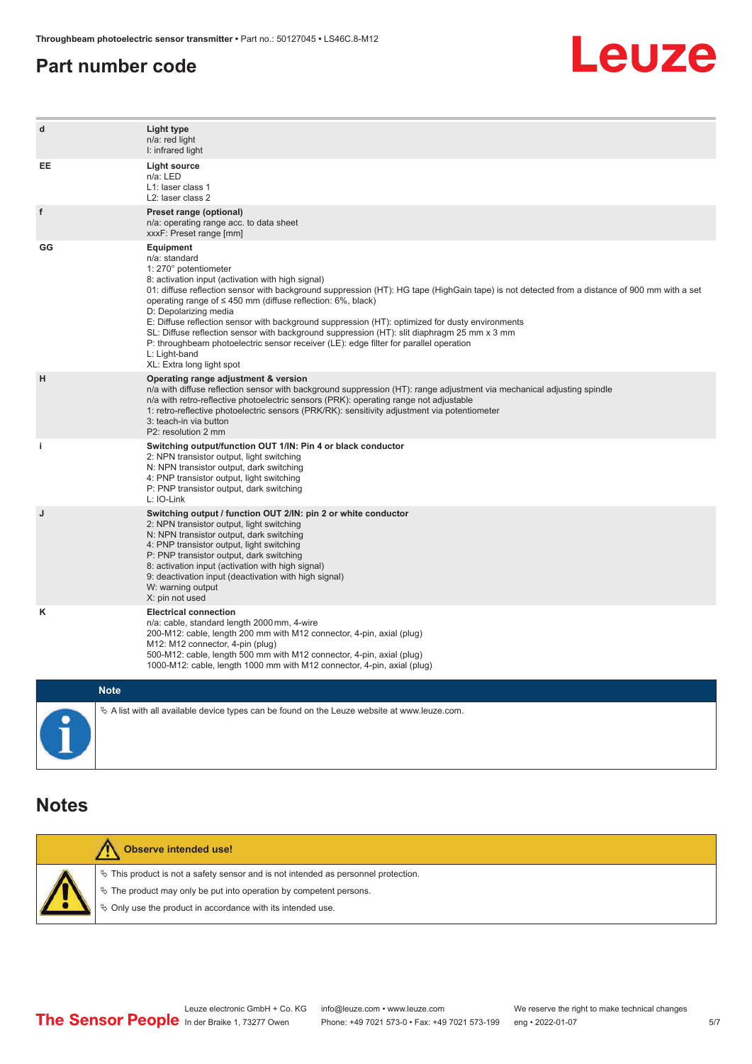## Part number code

| | |
|---|---|
| d | **Light type**<br>n/a: red light<br>I: infrared light |
| EE | **Light source**<br>n/a: LED<br>L1: laser class 1<br>L2: laser class 2 |
| f | **Preset range (optional)**<br>n/a: operating range acc. to data sheet<br>xxxF: Preset range [mm] |
| GG | **Equipment**<br>n/a: standard<br>1: 270° potentiometer<br>8: activation input (activation with high signal)<br>01: diffuse reflection sensor with background suppression (HT): HG tape (HighGain tape) is not detected from a distance of 900 mm with a set operating range of ≤ 450 mm (diffuse reflection: 6%, black)<br>D: Depolarizing media<br>E: Diffuse reflection sensor with background suppression (HT): optimized for dusty environments<br>SL: Diffuse reflection sensor with background suppression (HT): slit diaphragm 25 mm x 3 mm<br>P: throughbeam photoelectric sensor receiver (LE): edge filter for parallel operation<br>L: Light-band<br>XL: Extra long light spot |
| H | **Operating range adjustment & version**<br>n/a with diffuse reflection sensor with background suppression (HT): range adjustment via mechanical adjusting spindle<br>n/a with retro-reflective photoelectric sensors (PRK): operating range not adjustable<br>1: retro-reflective photoelectric sensors (PRK/RK): sensitivity adjustment via potentiometer<br>3: teach-in via button<br>P2: resolution 2 mm |
| i | **Switching output/function OUT 1/IN: Pin 4 or black conductor**<br>2: NPN transistor output, light switching<br>N: NPN transistor output, dark switching<br>4: PNP transistor output, light switching<br>P: PNP transistor output, dark switching<br>L: IO-Link |
| J | **Switching output / function OUT 2/IN: pin 2 or white conductor**<br>2: NPN transistor output, light switching<br>N: NPN transistor output, dark switching<br>4: PNP transistor output, light switching<br>P: PNP transistor output, dark switching<br>8: activation input (activation with high signal)<br>9: deactivation input (deactivation with high signal)<br>W: warning output<br>X: pin not used |
| K | **Electrical connection**<br>n/a: cable, standard length 2000 mm, 4-wire<br>200-M12: cable, length 200 mm with M12 connector, 4-pin, axial (plug)<br>M12: M12 connector, 4-pin (plug)<br>500-M12: cable, length 500 mm with M12 connector, 4-pin, axial (plug)<br>1000-M12: cable, length 1000 mm with M12 connector, 4-pin, axial (plug) |

**Note**

- A list with all available device types can be found on the Leuze website at www.leuze.com.

## Notes

**Observe intended use!**

- This product is not a safety sensor and is not intended as personnel protection.
- The product may only be put into operation by competent persons.
- Only use the product in accordance with its intended use.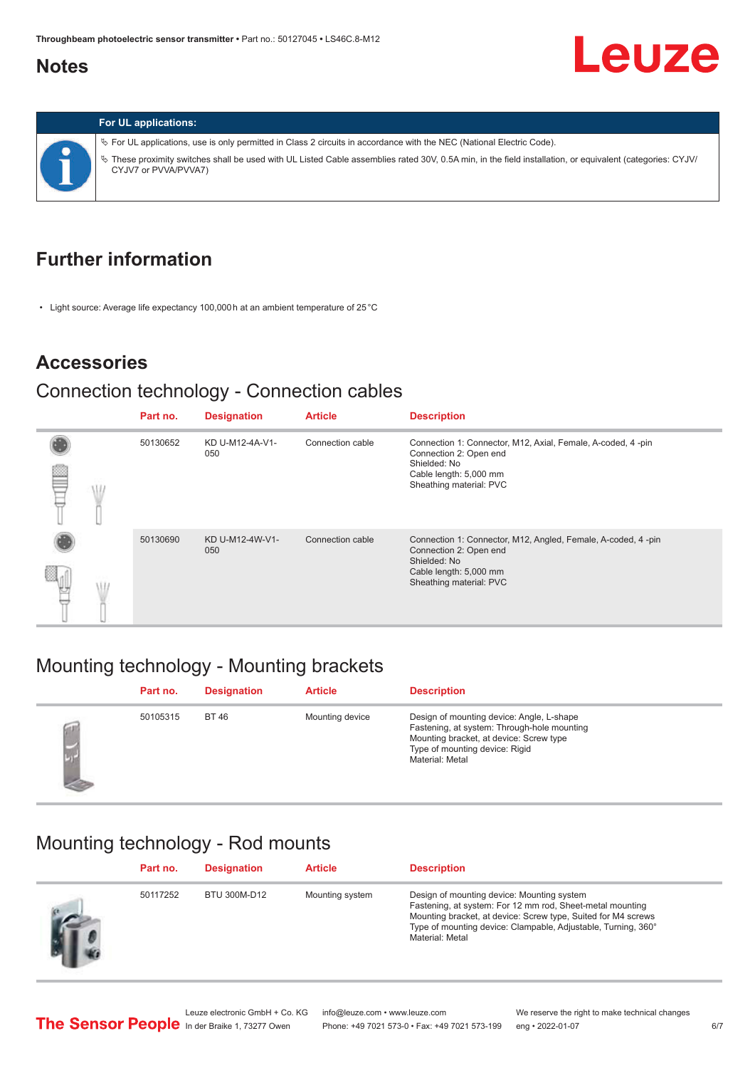## Notes

**For UL applications:**

- For UL applications, use is only permitted in Class 2 circuits in accordance with the NEC (National Electric Code).
- These proximity switches shall be used with UL Listed Cable assemblies rated 30V, 0.5A min, in the field installation, or equivalent (categories: CYJV/CYJV7 or PVVA/PVVA7)

## Further information

- Light source: Average life expectancy 100,000 h at an ambient temperature of 25 °C

## Accessories

### Connection technology - Connection cables

| Part no. | Designation | Article | Description |
|---|---|---|---|
| 50130652 | KD U-M12-4A-V1-050 | Connection cable | Connection 1: Connector, M12, Axial, Female, A-coded, 4 -pin<br>Connection 2: Open end<br>Shielded: No<br>Cable length: 5,000 mm<br>Sheathing material: PVC |
| 50130690 | KD U-M12-4W-V1-050 | Connection cable | Connection 1: Connector, M12, Angled, Female, A-coded, 4 -pin<br>Connection 2: Open end<br>Shielded: No<br>Cable length: 5,000 mm<br>Sheathing material: PVC |

### Mounting technology - Mounting brackets

| Part no. | Designation | Article | Description |
|---|---|---|---|
| 50105315 | BT 46 | Mounting device | Design of mounting device: Angle, L-shape<br>Fastening, at system: Through-hole mounting<br>Mounting bracket, at device: Screw type<br>Type of mounting device: Rigid<br>Material: Metal |

### Mounting technology - Rod mounts

| Part no. | Designation | Article | Description |
|---|---|---|---|
| 50117252 | BTU 300M-D12 | Mounting system | Design of mounting device: Mounting system<br>Fastening, at system: For 12 mm rod, Sheet-metal mounting<br>Mounting bracket, at device: Screw type, Suited for M4 screws<br>Type of mounting device: Clampable, Adjustable, Turning, 360°<br>Material: Metal |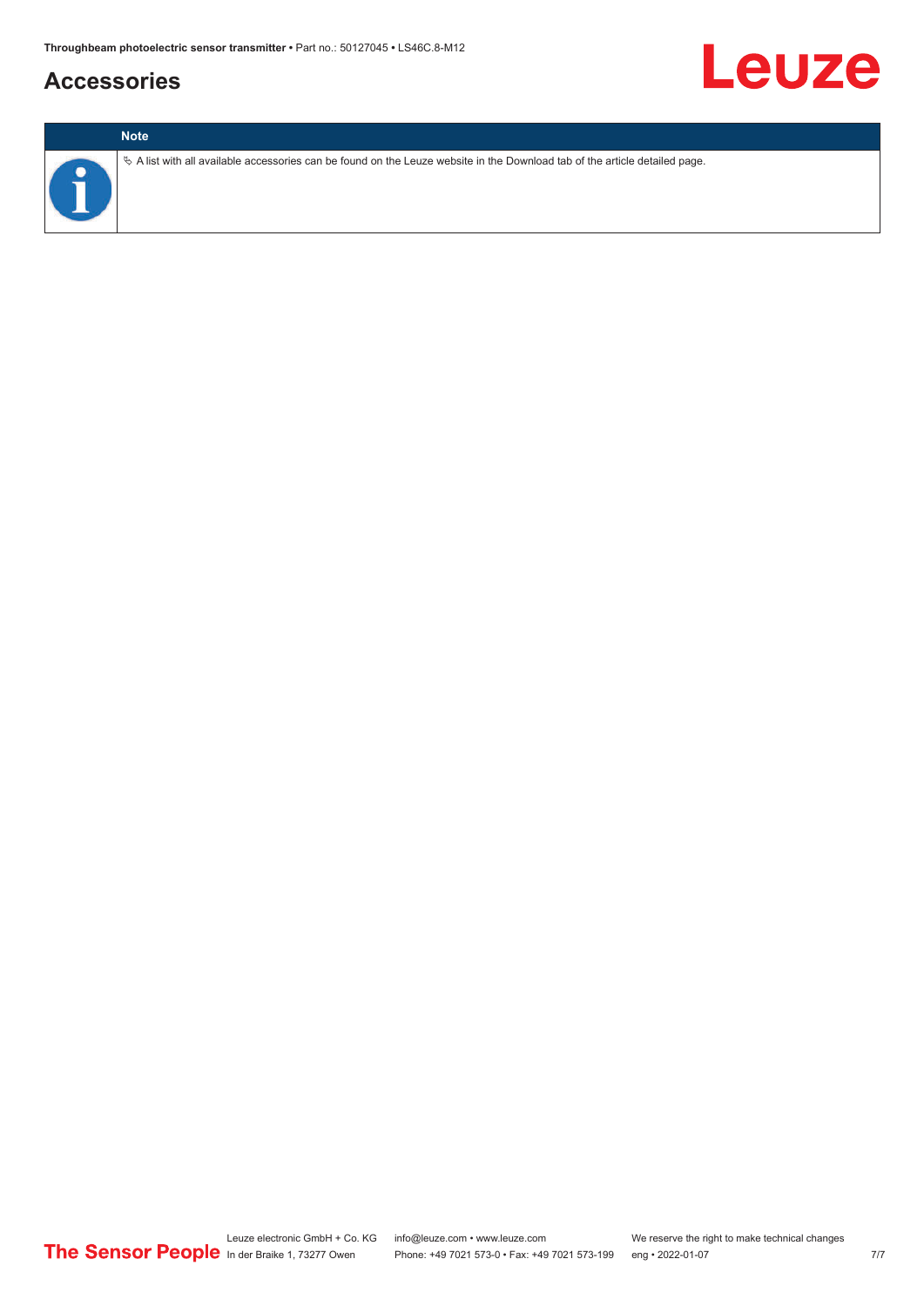## Accessories

| | Note |
|---|---|
| | ↳ A list with all available accessories can be found on the Leuze website in the Download tab of the article detailed page. |